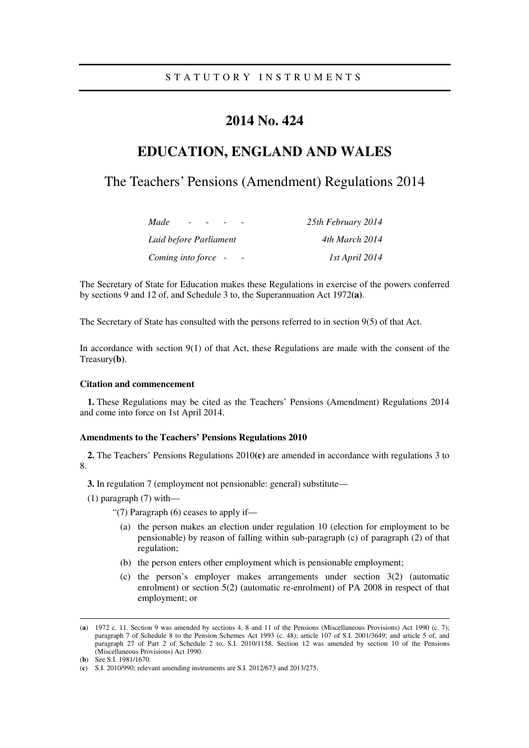STATUTORY INSTRUMENTS

# 2014 No. 424

## EDUCATION, ENGLAND AND WALES

## The Teachers' Pensions (Amendment) Regulations 2014

| | |
|---|---|
| *Made - - - -* | *25th February 2014* |
| *Laid before Parliament* | *4th March 2014* |
| *Coming into force - -* | *1st April 2014* |

The Secretary of State for Education makes these Regulations in exercise of the powers conferred by sections 9 and 12 of, and Schedule 3 to, the Superannuation Act 1972(**a**).

The Secretary of State has consulted with the persons referred to in section 9(5) of that Act.

In accordance with section 9(1) of that Act, these Regulations are made with the consent of the Treasury(**b**).

### Citation and commencement

**1.** These Regulations may be cited as the Teachers' Pensions (Amendment) Regulations 2014 and come into force on 1st April 2014.

### Amendments to the Teachers' Pensions Regulations 2010

**2.** The Teachers' Pensions Regulations 2010(**c**) are amended in accordance with regulations 3 to 8.

**3.** In regulation 7 (employment not pensionable: general) substitute—

(1) paragraph (7) with—

"(7) Paragraph (6) ceases to apply if—

(a) the person makes an election under regulation 10 (election for employment to be pensionable) by reason of falling within sub-paragraph (c) of paragraph (2) of that regulation;

(b) the person enters other employment which is pensionable employment;

(c) the person's employer makes arrangements under section 3(2) (automatic enrolment) or section 5(2) (automatic re-enrolment) of PA 2008 in respect of that employment; or

---

(**a**) 1972 c. 11. Section 9 was amended by sections 4, 8 and 11 of the Pensions (Miscellaneous Provisions) Act 1990 (c. 7); paragraph 7 of Schedule 8 to the Pension Schemes Act 1993 (c. 48); article 107 of S.I. 2001/3649; and article 5 of, and paragraph 27 of Part 2 of Schedule 2 to, S.I. 2010/1158. Section 12 was amended by section 10 of the Pensions (Miscellaneous Provisions) Act 1990.

(**b**) See S.I. 1981/1670.

(**c**) S.I. 2010/990; relevant amending instruments are S.I. 2012/673 and 2013/275.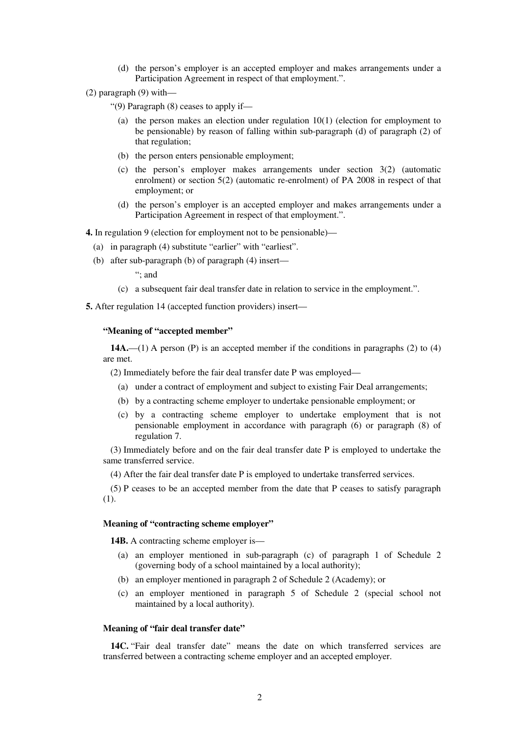(d) the person's employer is an accepted employer and makes arrangements under a Participation Agreement in respect of that employment.".

(2) paragraph (9) with—

"(9) Paragraph (8) ceases to apply if—

(a) the person makes an election under regulation 10(1) (election for employment to be pensionable) by reason of falling within sub-paragraph (d) of paragraph (2) of that regulation;

(b) the person enters pensionable employment;

(c) the person's employer makes arrangements under section 3(2) (automatic enrolment) or section 5(2) (automatic re-enrolment) of PA 2008 in respect of that employment; or

(d) the person's employer is an accepted employer and makes arrangements under a Participation Agreement in respect of that employment.".

**4.** In regulation 9 (election for employment not to be pensionable)—

(a) in paragraph (4) substitute "earlier" with "earliest".

(b) after sub-paragraph (b) of paragraph (4) insert—

"; and

(c) a subsequent fair deal transfer date in relation to service in the employment.".

**5.** After regulation 14 (accepted function providers) insert—

**"Meaning of "accepted member"**

**14A.**—(1) A person (P) is an accepted member if the conditions in paragraphs (2) to (4) are met.

(2) Immediately before the fair deal transfer date P was employed—

(a) under a contract of employment and subject to existing Fair Deal arrangements;

(b) by a contracting scheme employer to undertake pensionable employment; or

(c) by a contracting scheme employer to undertake employment that is not pensionable employment in accordance with paragraph (6) or paragraph (8) of regulation 7.

(3) Immediately before and on the fair deal transfer date P is employed to undertake the same transferred service.

(4) After the fair deal transfer date P is employed to undertake transferred services.

(5) P ceases to be an accepted member from the date that P ceases to satisfy paragraph (1).

**Meaning of "contracting scheme employer"**

**14B.** A contracting scheme employer is—

(a) an employer mentioned in sub-paragraph (c) of paragraph 1 of Schedule 2 (governing body of a school maintained by a local authority);

(b) an employer mentioned in paragraph 2 of Schedule 2 (Academy); or

(c) an employer mentioned in paragraph 5 of Schedule 2 (special school not maintained by a local authority).

**Meaning of "fair deal transfer date"**

**14C.** "Fair deal transfer date" means the date on which transferred services are transferred between a contracting scheme employer and an accepted employer.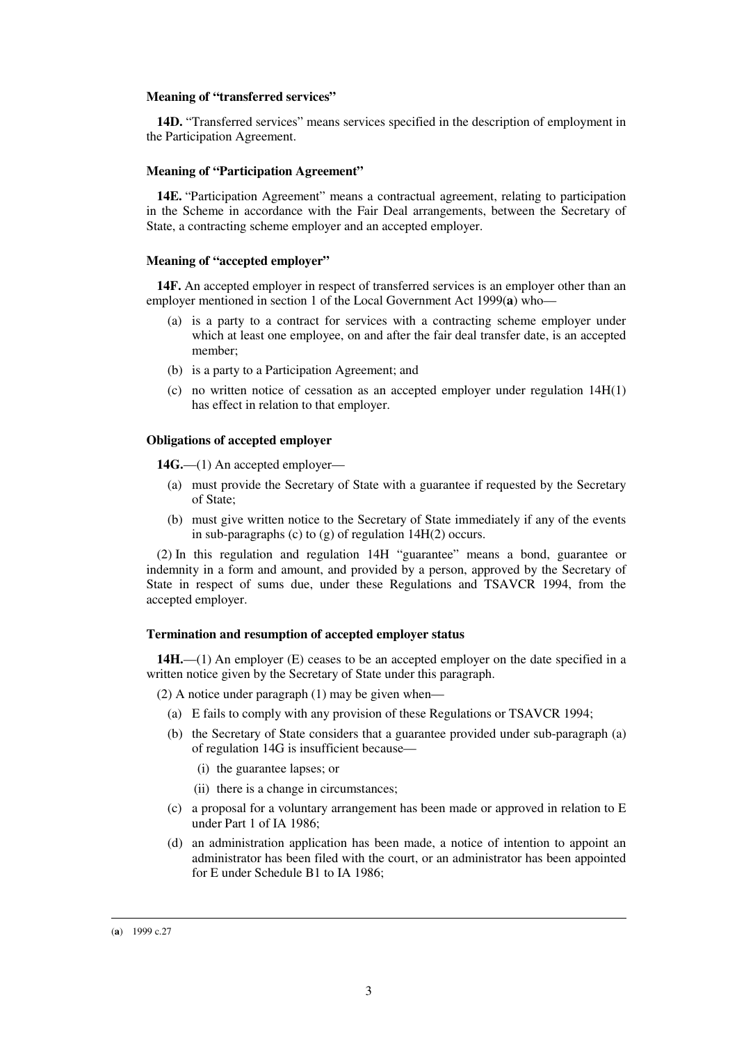### Meaning of "transferred services"

**14D.** "Transferred services" means services specified in the description of employment in the Participation Agreement.

### Meaning of "Participation Agreement"

**14E.** "Participation Agreement" means a contractual agreement, relating to participation in the Scheme in accordance with the Fair Deal arrangements, between the Secretary of State, a contracting scheme employer and an accepted employer.

### Meaning of "accepted employer"

**14F.** An accepted employer in respect of transferred services is an employer other than an employer mentioned in section 1 of the Local Government Act 1999(**a**) who—

- (a) is a party to a contract for services with a contracting scheme employer under which at least one employee, on and after the fair deal transfer date, is an accepted member;
- (b) is a party to a Participation Agreement; and
- (c) no written notice of cessation as an accepted employer under regulation 14H(1) has effect in relation to that employer.

### Obligations of accepted employer

**14G.**—(1) An accepted employer—

- (a) must provide the Secretary of State with a guarantee if requested by the Secretary of State;
- (b) must give written notice to the Secretary of State immediately if any of the events in sub-paragraphs (c) to (g) of regulation 14H(2) occurs.

(2) In this regulation and regulation 14H "guarantee" means a bond, guarantee or indemnity in a form and amount, and provided by a person, approved by the Secretary of State in respect of sums due, under these Regulations and TSAVCR 1994, from the accepted employer.

### Termination and resumption of accepted employer status

**14H.**—(1) An employer (E) ceases to be an accepted employer on the date specified in a written notice given by the Secretary of State under this paragraph.

(2) A notice under paragraph (1) may be given when—

- (a) E fails to comply with any provision of these Regulations or TSAVCR 1994;
- (b) the Secretary of State considers that a guarantee provided under sub-paragraph (a) of regulation 14G is insufficient because—
  - (i) the guarantee lapses; or
  - (ii) there is a change in circumstances;
- (c) a proposal for a voluntary arrangement has been made or approved in relation to E under Part 1 of IA 1986;
- (d) an administration application has been made, a notice of intention to appoint an administrator has been filed with the court, or an administrator has been appointed for E under Schedule B1 to IA 1986;

(**a**) 1999 c.27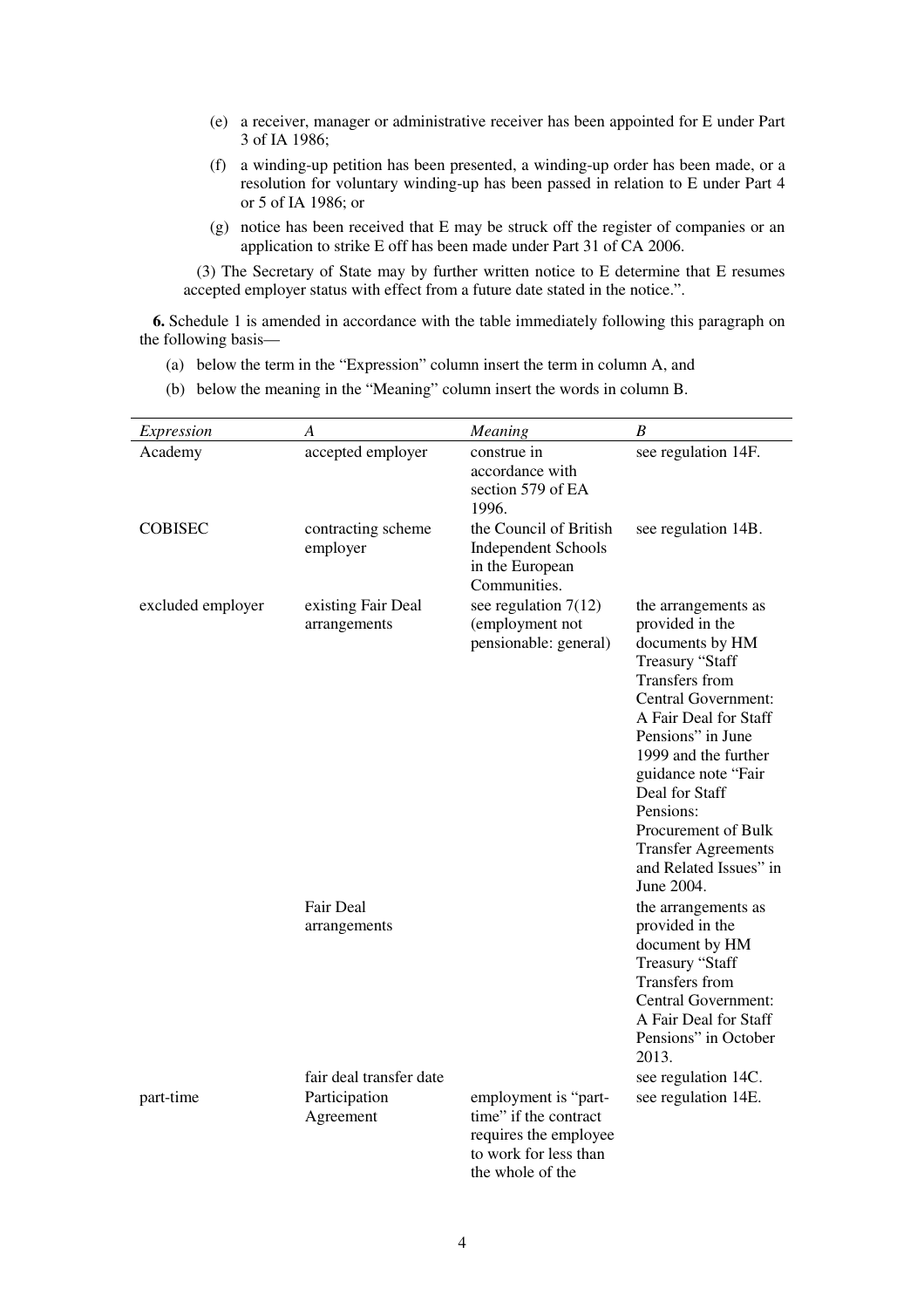(e) a receiver, manager or administrative receiver has been appointed for E under Part 3 of IA 1986;

(f) a winding-up petition has been presented, a winding-up order has been made, or a resolution for voluntary winding-up has been passed in relation to E under Part 4 or 5 of IA 1986; or

(g) notice has been received that E may be struck off the register of companies or an application to strike E off has been made under Part 31 of CA 2006.

(3) The Secretary of State may by further written notice to E determine that E resumes accepted employer status with effect from a future date stated in the notice.".

**6.** Schedule 1 is amended in accordance with the table immediately following this paragraph on the following basis—

(a) below the term in the "Expression" column insert the term in column A, and

(b) below the meaning in the "Meaning" column insert the words in column B.

| *Expression* | *A* | *Meaning* | *B* |
|---|---|---|---|
| Academy | accepted employer | construe in accordance with section 579 of EA 1996. | see regulation 14F. |
| COBISEC | contracting scheme employer | the Council of British Independent Schools in the European Communities. | see regulation 14B. |
| excluded employer | existing Fair Deal arrangements | see regulation 7(12) (employment not pensionable: general) | the arrangements as provided in the documents by HM Treasury "Staff Transfers from Central Government: A Fair Deal for Staff Pensions" in June 1999 and the further guidance note "Fair Deal for Staff Pensions: Procurement of Bulk Transfer Agreements and Related Issues" in June 2004. |
| | Fair Deal arrangements | | the arrangements as provided in the document by HM Treasury "Staff Transfers from Central Government: A Fair Deal for Staff Pensions" in October 2013. |
| | fair deal transfer date | | see regulation 14C. |
| part-time | Participation Agreement | employment is "part-time" if the contract requires the employee to work for less than the whole of the | see regulation 14E. |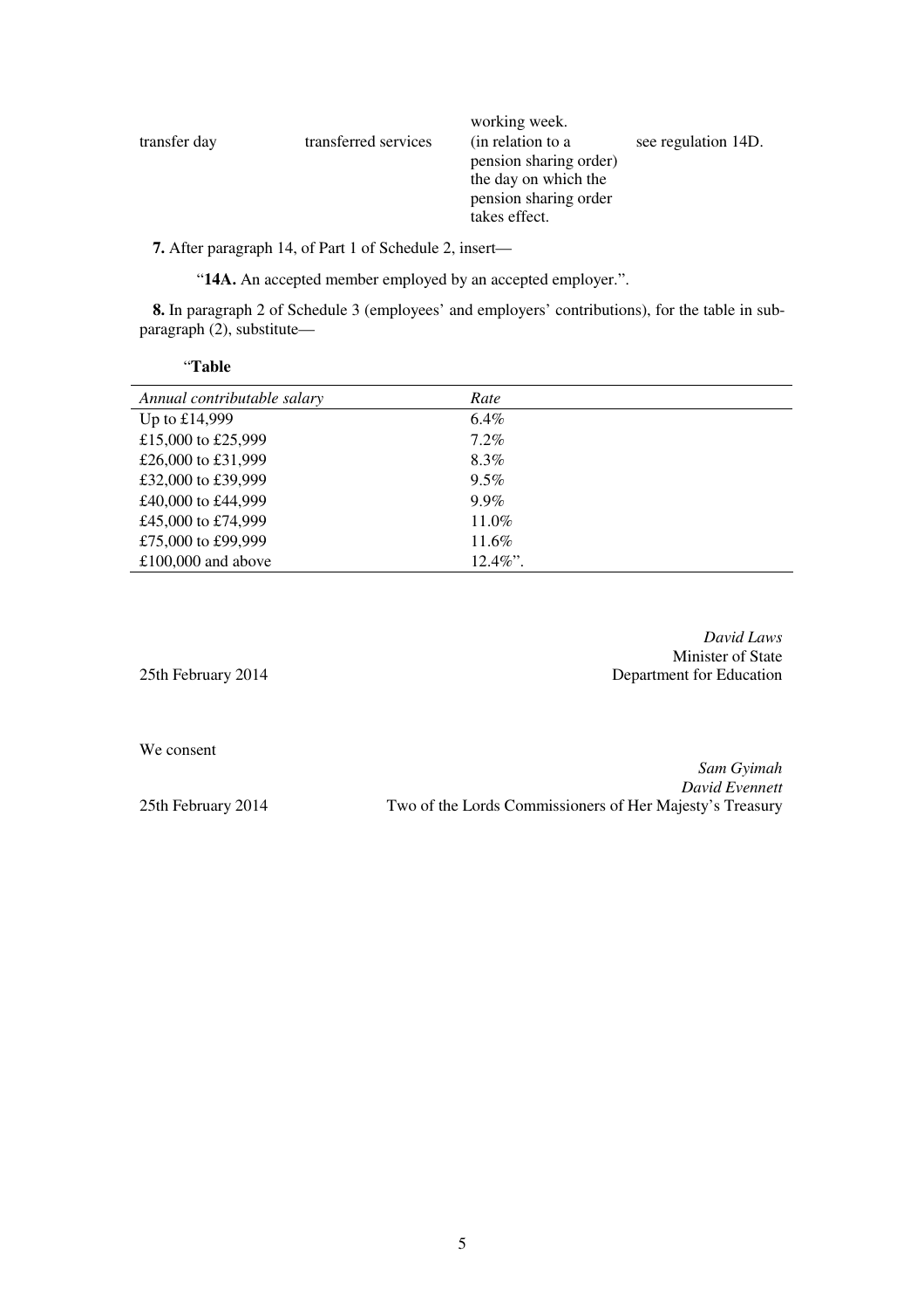| | | working week. | |
|---|---|---|---|
| transfer day | transferred services | (in relation to a pension sharing order) the day on which the pension sharing order takes effect. | see regulation 14D. |

**7.** After paragraph 14, of Part 1 of Schedule 2, insert—

"**14A.** An accepted member employed by an accepted employer.".

**8.** In paragraph 2 of Schedule 3 (employees' and employers' contributions), for the table in sub-paragraph (2), substitute—

"**Table**

| *Annual contributable salary* | *Rate* |
|---|---|
| Up to £14,999 | 6.4% |
| £15,000 to £25,999 | 7.2% |
| £26,000 to £31,999 | 8.3% |
| £32,000 to £39,999 | 9.5% |
| £40,000 to £44,999 | 9.9% |
| £45,000 to £74,999 | 11.0% |
| £75,000 to £99,999 | 11.6% |
| £100,000 and above | 12.4%". |

*David Laws*
Minister of State
Department for Education

25th February 2014

We consent

*Sam Gyimah*
*David Evennett*
Two of the Lords Commissioners of Her Majesty's Treasury

25th February 2014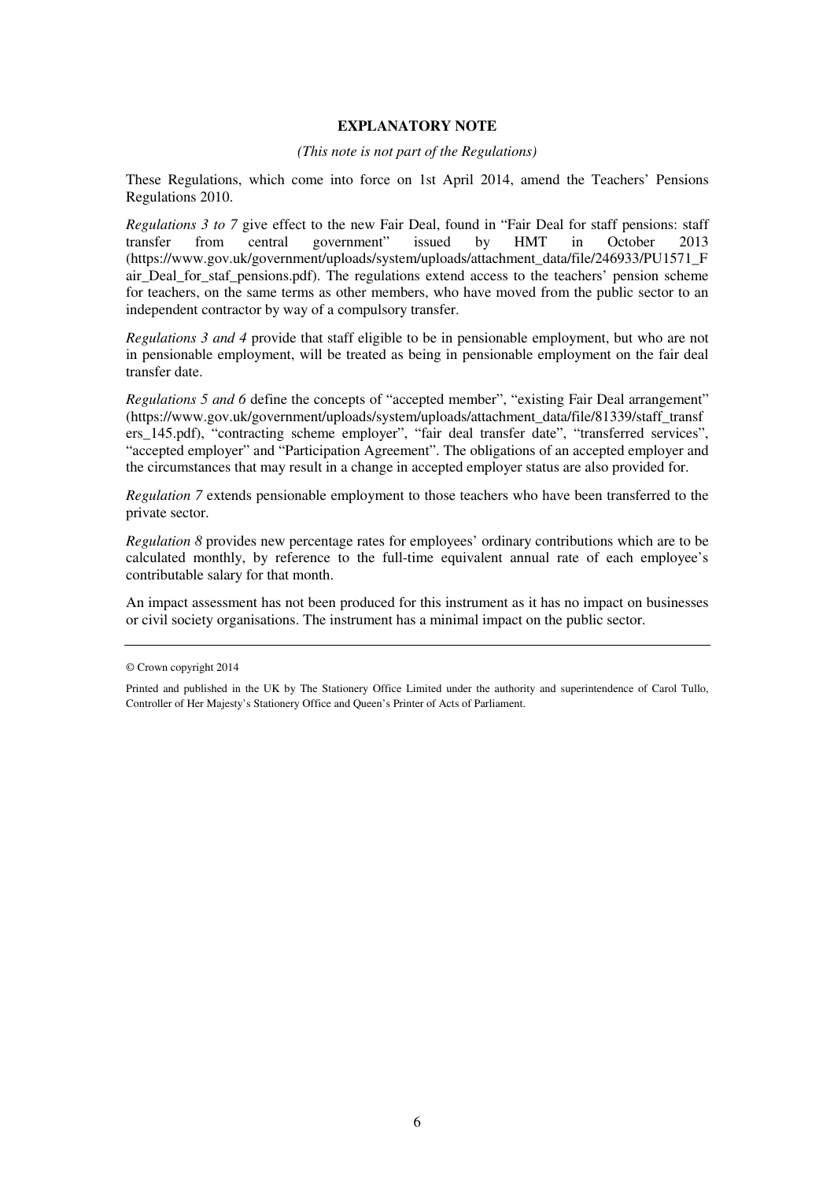**EXPLANATORY NOTE**

*(This note is not part of the Regulations)*

These Regulations, which come into force on 1st April 2014, amend the Teachers' Pensions Regulations 2010.

*Regulations 3 to 7* give effect to the new Fair Deal, found in "Fair Deal for staff pensions: staff transfer from central government" issued by HMT in October 2013 (https://www.gov.uk/government/uploads/system/uploads/attachment_data/file/246933/PU1571_Fair_Deal_for_staf_pensions.pdf). The regulations extend access to the teachers' pension scheme for teachers, on the same terms as other members, who have moved from the public sector to an independent contractor by way of a compulsory transfer.

*Regulations 3 and 4* provide that staff eligible to be in pensionable employment, but who are not in pensionable employment, will be treated as being in pensionable employment on the fair deal transfer date.

*Regulations 5 and 6* define the concepts of "accepted member", "existing Fair Deal arrangement" (https://www.gov.uk/government/uploads/system/uploads/attachment_data/file/81339/staff_transfers_145.pdf), "contracting scheme employer", "fair deal transfer date", "transferred services", "accepted employer" and "Participation Agreement". The obligations of an accepted employer and the circumstances that may result in a change in accepted employer status are also provided for.

*Regulation 7* extends pensionable employment to those teachers who have been transferred to the private sector.

*Regulation 8* provides new percentage rates for employees' ordinary contributions which are to be calculated monthly, by reference to the full-time equivalent annual rate of each employee's contributable salary for that month.

An impact assessment has not been produced for this instrument as it has no impact on businesses or civil society organisations. The instrument has a minimal impact on the public sector.

---

© Crown copyright 2014

Printed and published in the UK by The Stationery Office Limited under the authority and superintendence of Carol Tullo, Controller of Her Majesty's Stationery Office and Queen's Printer of Acts of Parliament.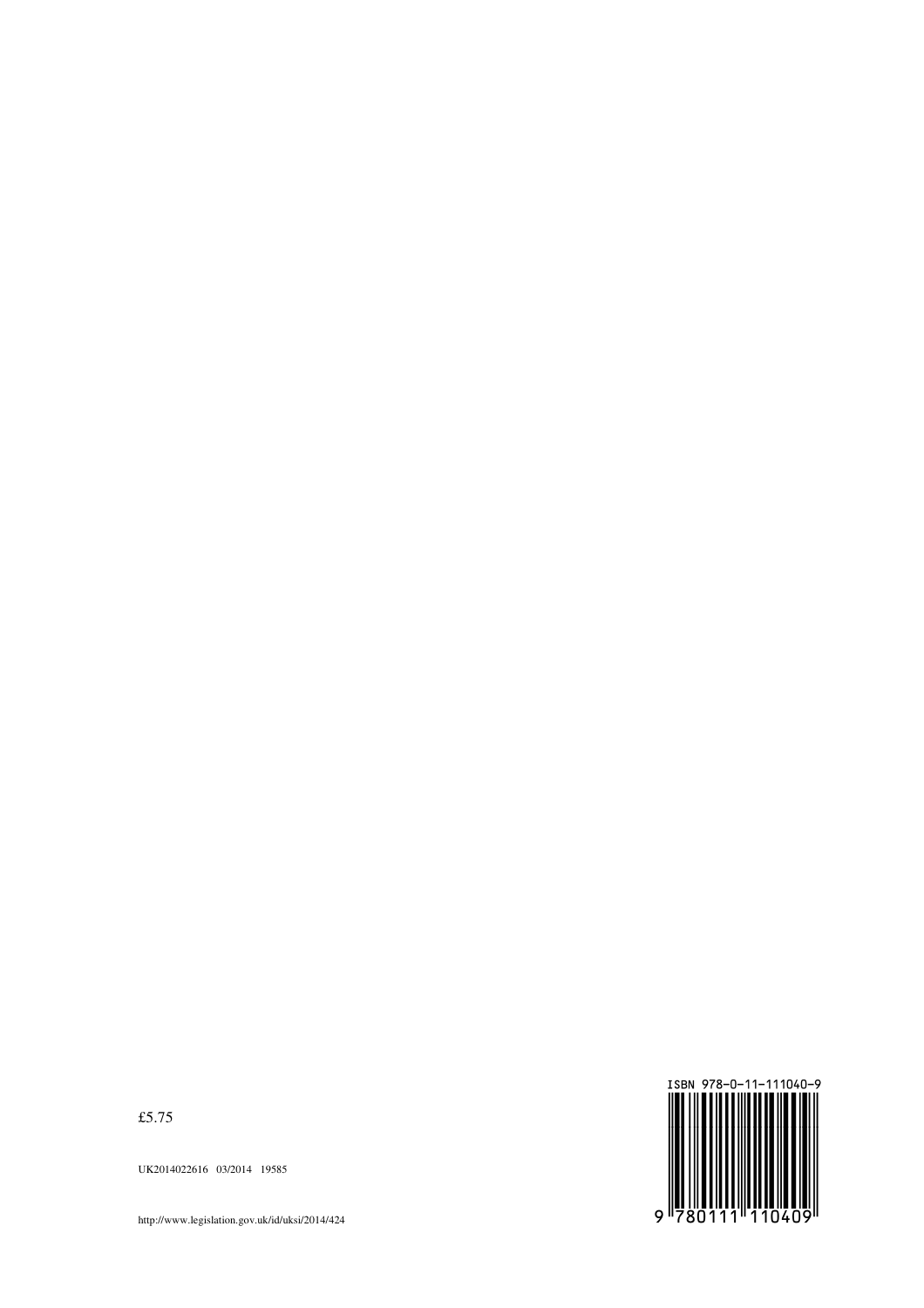£5.75

UK2014022616 03/2014 19585

http://www.legislation.gov.uk/id/uksi/2014/424

ISBN 978-0-11-111040-9

9 780111 110409